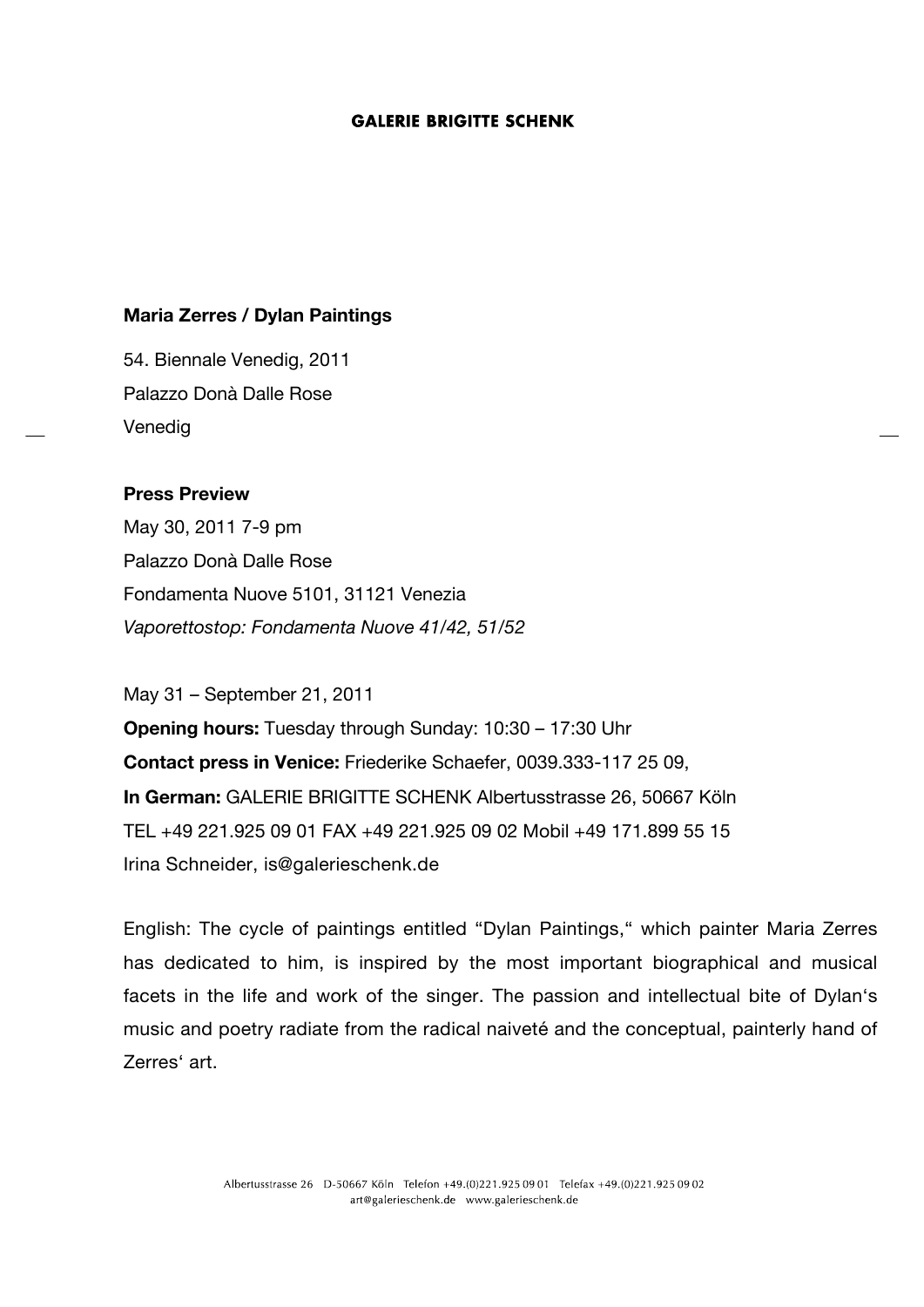**GALERIE BRIGITTE SCHENK**

**Maria Zerres / Dylan Paintings**

54. Biennale Venedig, 2011

Palazzo Donà Dalle Rose

Venedig

**Press Preview**

May 30, 2011 7-9 pm

Palazzo Donà Dalle Rose

Fondamenta Nuove 5101, 31121 Venezia

*Vaporettostop: Fondamenta Nuove 41/42, 51/52*

May 31 – September 21, 2011

**Opening hours:** Tuesday through Sunday: 10:30 – 17:30 Uhr

**Contact press in Venice:** Friederike Schaefer, 0039.333-117 25 09,

**In German:** GALERIE BRIGITTE SCHENK Albertusstrasse 26, 50667 Köln

TEL +49 221.925 09 01 FAX +49 221.925 09 02 Mobil +49 171.899 55 15

Irina Schneider, is@galerieschenk.de

English: The cycle of paintings entitled “Dylan Paintings,“ which painter Maria Zerres has dedicated to him, is inspired by the most important biographical and musical facets in the life and work of the singer. The passion and intellectual bite of Dylan‘s music and poetry radiate from the radical naiveté and the conceptual, painterly hand of Zerres‘ art.

Albertusstrasse 26 D-50667 Köln Telefon +49.(0)221.925 09 01 Telefax +49.(0)221.925 09 02
art@galerieschenk.de www.galerieschenk.de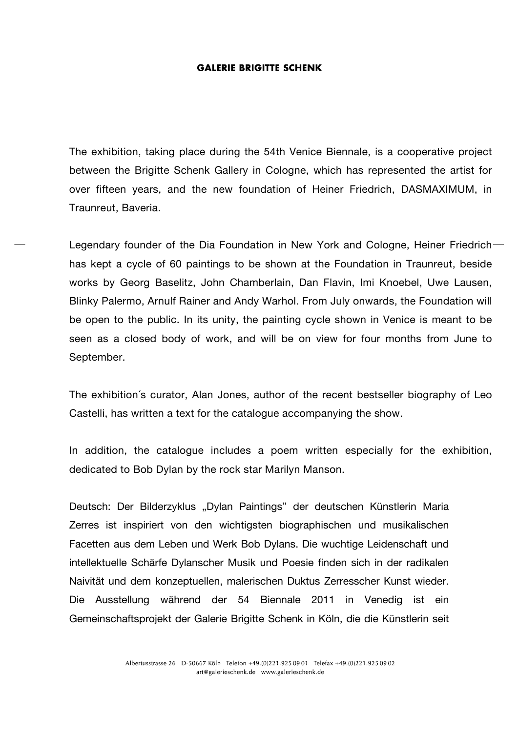**GALERIE BRIGITTE SCHENK**

The exhibition, taking place during the 54th Venice Biennale, is a cooperative project between the Brigitte Schenk Gallery in Cologne, which has represented the artist for over fifteen years, and the new foundation of Heiner Friedrich, DASMAXIMUM, in Traunreut, Baveria.

Legendary founder of the Dia Foundation in New York and Cologne, Heiner Friedrich has kept a cycle of 60 paintings to be shown at the Foundation in Traunreut, beside works by Georg Baselitz, John Chamberlain, Dan Flavin, Imi Knoebel, Uwe Lausen, Blinky Palermo, Arnulf Rainer and Andy Warhol. From July onwards, the Foundation will be open to the public. In its unity, the painting cycle shown in Venice is meant to be seen as a closed body of work, and will be on view for four months from June to September.

The exhibition´s curator, Alan Jones, author of the recent bestseller biography of Leo Castelli, has written a text for the catalogue accompanying the show.

In addition, the catalogue includes a poem written especially for the exhibition, dedicated to Bob Dylan by the rock star Marilyn Manson.

Deutsch: Der Bilderzyklus „Dylan Paintings" der deutschen Künstlerin Maria Zerres ist inspiriert von den wichtigsten biographischen und musikalischen Facetten aus dem Leben und Werk Bob Dylans. Die wuchtige Leidenschaft und intellektuelle Schärfe Dylanscher Musik und Poesie finden sich in der radikalen Naivität und dem konzeptuellen, malerischen Duktus Zerresscher Kunst wieder. Die Ausstellung während der 54 Biennale 2011 in Venedig ist ein Gemeinschaftsprojekt der Galerie Brigitte Schenk in Köln, die die Künstlerin seit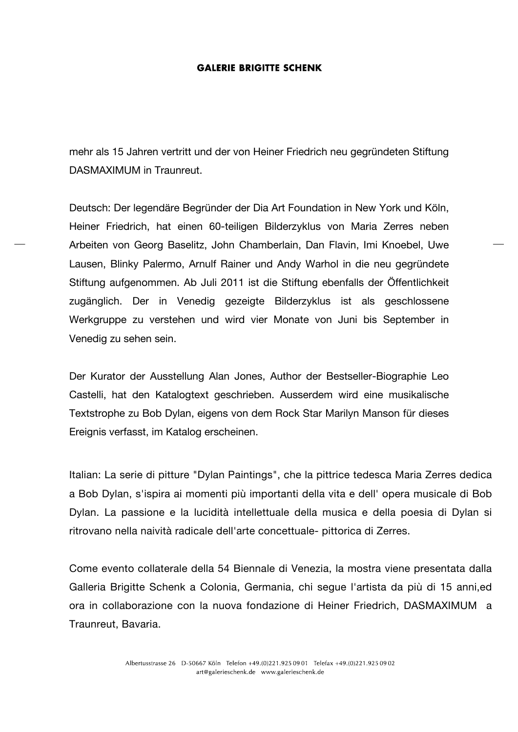mehr als 15 Jahren vertritt und der von Heiner Friedrich neu gegründeten Stiftung DASMAXIMUM in Traunreut.

Deutsch: Der legendäre Begründer der Dia Art Foundation in New York und Köln, Heiner Friedrich, hat einen 60-teiligen Bilderzyklus von Maria Zerres neben Arbeiten von Georg Baselitz, John Chamberlain, Dan Flavin, Imi Knoebel, Uwe Lausen, Blinky Palermo, Arnulf Rainer und Andy Warhol in die neu gegründete Stiftung aufgenommen. Ab Juli 2011 ist die Stiftung ebenfalls der Öffentlichkeit zugänglich. Der in Venedig gezeigte Bilderzyklus ist als geschlossene Werkgruppe zu verstehen und wird vier Monate von Juni bis September in Venedig zu sehen sein.

Der Kurator der Ausstellung Alan Jones, Author der Bestseller-Biographie Leo Castelli, hat den Katalogtext geschrieben. Ausserdem wird eine musikalische Textstrophe zu Bob Dylan, eigens von dem Rock Star Marilyn Manson für dieses Ereignis verfasst, im Katalog erscheinen.

Italian: La serie di pitture "Dylan Paintings", che la pittrice tedesca Maria Zerres dedica a Bob Dylan, s'ispira ai momenti più importanti della vita e dell' opera musicale di Bob Dylan. La passione e la lucidità intellettuale della musica e della poesia di Dylan si ritrovano nella naività radicale dell'arte concettuale- pittorica di Zerres.

Come evento collaterale della 54 Biennale di Venezia, la mostra viene presentata dalla Galleria Brigitte Schenk a Colonia, Germania, chi segue l'artista da più di 15 anni,ed ora in collaborazione con la nuova fondazione di Heiner Friedrich, DASMAXIMUM a Traunreut, Bavaria.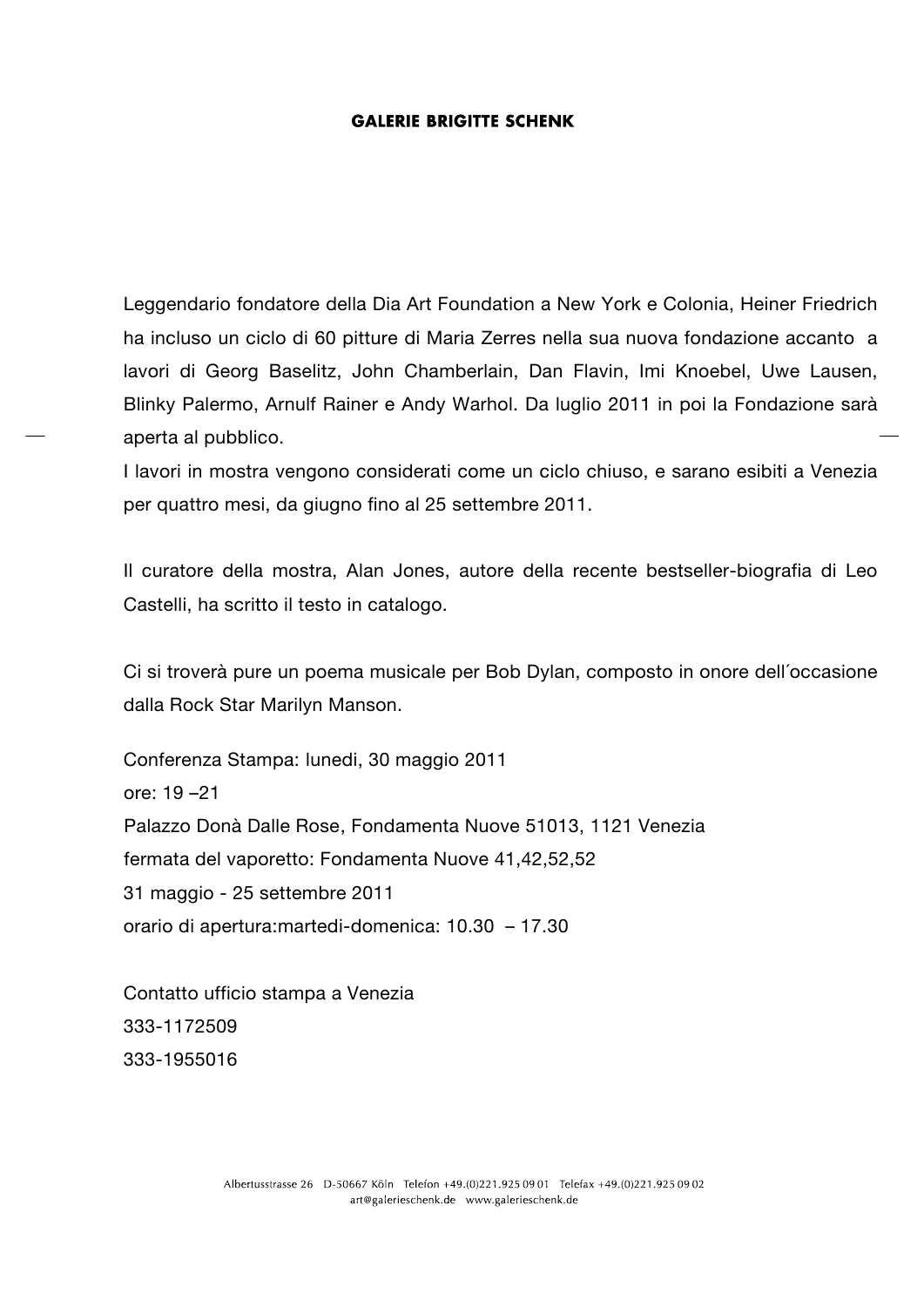**GALERIE BRIGITTE SCHENK**

Leggendario fondatore della Dia Art Foundation a New York e Colonia, Heiner Friedrich ha incluso un ciclo di 60 pitture di Maria Zerres nella sua nuova fondazione accanto a lavori di Georg Baselitz, John Chamberlain, Dan Flavin, Imi Knoebel, Uwe Lausen, Blinky Palermo, Arnulf Rainer e Andy Warhol. Da luglio 2011 in poi la Fondazione sarà aperta al pubblico.
I lavori in mostra vengono considerati come un ciclo chiuso, e sarano esibiti a Venezia per quattro mesi, da giugno fino al 25 settembre 2011.

Il curatore della mostra, Alan Jones, autore della recente bestseller-biografia di Leo Castelli, ha scritto il testo in catalogo.

Ci si troverà pure un poema musicale per Bob Dylan, composto in onore dell´occasione dalla Rock Star Marilyn Manson.

Conferenza Stampa: lunedi, 30 maggio 2011
ore: 19 –21
Palazzo Donà Dalle Rose, Fondamenta Nuove 51013, 1121 Venezia
fermata del vaporetto: Fondamenta Nuove 41,42,52,52
31 maggio - 25 settembre 2011
orario di apertura:martedi-domenica: 10.30 – 17.30

Contatto ufficio stampa a Venezia
333-1172509
333-1955016

Albertusstrasse 26 D-50667 Köln Telefon +49.(0)221.925 09 01 Telefax +49.(0)221.925 09 02
art@galerieschenk.de www.galerieschenk.de